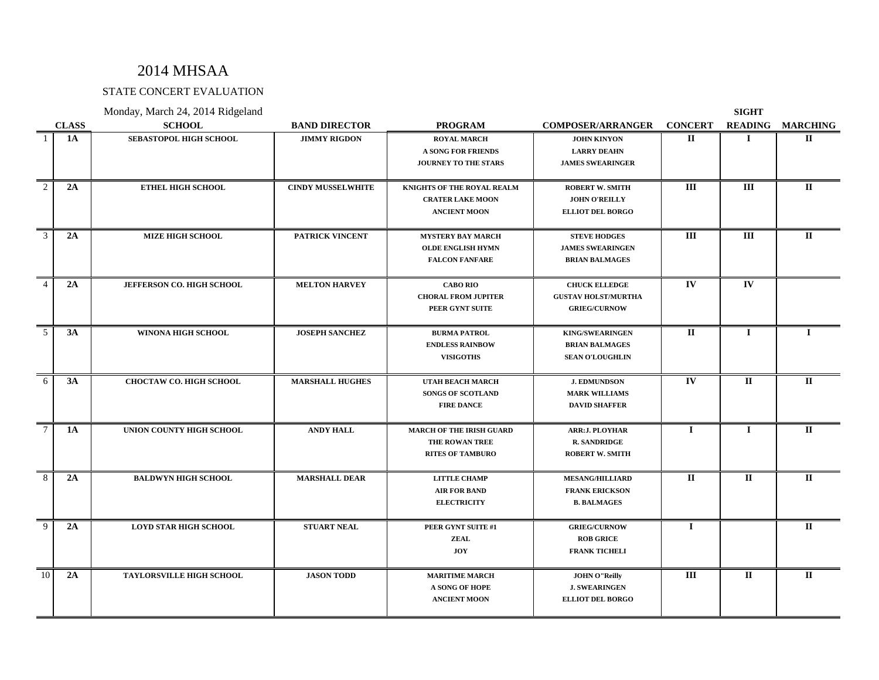# 2014 MHSAA

## STATE CONCERT EVALUATION

Monday, March 24, 2014 Ridgeland

| | CLASS | SCHOOL | BAND DIRECTOR | PROGRAM | COMPOSER/ARRANGER | CONCERT | SIGHT READING | MARCHING |
|---|---|---|---|---|---|---|---|---|
| 1 | 1A | SEBASTOPOL HIGH SCHOOL | JIMMY RIGDON | ROYAL MARCH<br>A SONG FOR FRIENDS<br>JOURNEY TO THE STARS | JOHN KINYON<br>LARRY DEAHN<br>JAMES SWEARINGER | II | I | II |
| 2 | 2A | ETHEL HIGH SCHOOL | CINDY MUSSELWHITE | KNIGHTS OF THE ROYAL REALM<br>CRATER LAKE MOON<br>ANCIENT MOON | ROBERT W. SMITH<br>JOHN O'REILLY<br>ELLIOT DEL BORGO | III | III | II |
| 3 | 2A | MIZE HIGH SCHOOL | PATRICK VINCENT | MYSTERY BAY MARCH<br>OLDE ENGLISH HYMN<br>FALCON FANFARE | STEVE HODGES<br>JAMES SWEARINGEN<br>BRIAN BALMAGES | III | III | II |
| 4 | 2A | JEFFERSON CO. HIGH SCHOOL | MELTON HARVEY | CABO RIO<br>CHORAL FROM JUPITER<br>PEER GYNT SUITE | CHUCK ELLEDGE<br>GUSTAV HOLST/MURTHA<br>GRIEG/CURNOW | IV | IV | |
| 5 | 3A | WINONA HIGH SCHOOL | JOSEPH SANCHEZ | BURMA PATROL<br>ENDLESS RAINBOW<br>VISIGOTHS | KING/SWEARINGEN<br>BRIAN BALMAGES<br>SEAN O'LOUGHLIN | II | I | I |
| 6 | 3A | CHOCTAW CO. HIGH SCHOOL | MARSHALL HUGHES | UTAH BEACH MARCH<br>SONGS OF SCOTLAND<br>FIRE DANCE | J. EDMUNDSON<br>MARK WILLIAMS<br>DAVID SHAFFER | IV | II | II |
| 7 | 1A | UNION COUNTY HIGH SCHOOL | ANDY HALL | MARCH OF THE IRISH GUARD<br>THE ROWAN TREE<br>RITES OF TAMBURO | ARR:J. PLOYHAR<br>R. SANDRIDGE<br>ROBERT W. SMITH | I | I | II |
| 8 | 2A | BALDWYN HIGH SCHOOL | MARSHALL DEAR | LITTLE CHAMP<br>AIR FOR BAND<br>ELECTRICITY | MESANG/HILLIARD<br>FRANK ERICKSON<br>B. BALMAGES | II | II | II |
| 9 | 2A | LOYD STAR HIGH SCHOOL | STUART NEAL | PEER GYNT SUITE #1<br>ZEAL<br>JOY | GRIEG/CURNOW<br>ROB GRICE<br>FRANK TICHELI | I | | II |
| 10 | 2A | TAYLORSVILLE HIGH SCHOOL | JASON TODD | MARITIME MARCH<br>A SONG OF HOPE<br>ANCIENT MOON | JOHN O"Reilly<br>J. SWEARINGEN<br>ELLIOT DEL BORGO | III | II | II |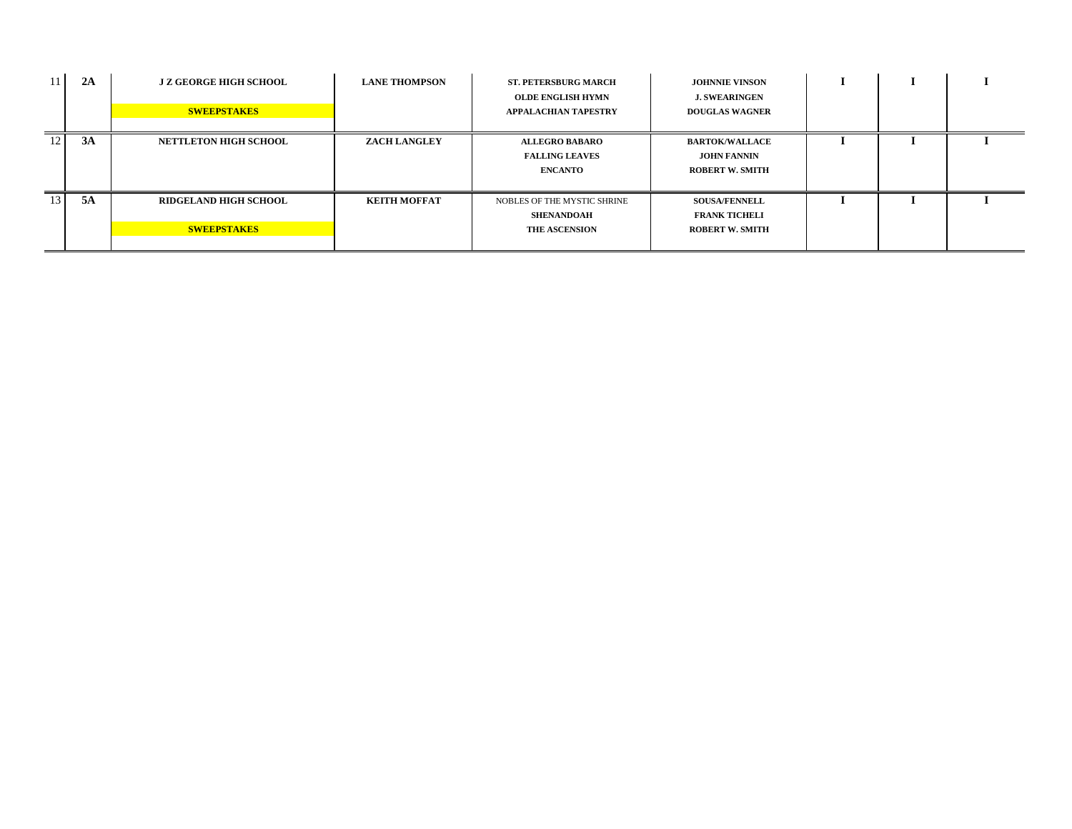| | | | | | | | | |
|---|---|---|---|---|---|---|---|---|
| 11 | **2A** | **J Z GEORGE HIGH SCHOOL**<br>**SWEEPSTAKES** | **LANE THOMPSON** | **ST. PETERSBURG MARCH**<br>**OLDE ENGLISH HYMN**<br>**APPALACHIAN TAPESTRY** | **JOHNNIE VINSON**<br>**J. SWEARINGEN**<br>**DOUGLAS WAGNER** | **I** | **I** | **I** |
| 12 | **3A** | **NETTLETON HIGH SCHOOL** | **ZACH LANGLEY** | **ALLEGRO BABARO**<br>**FALLING LEAVES**<br>**ENCANTO** | **BARTOK/WALLACE**<br>**JOHN FANNIN**<br>**ROBERT W. SMITH** | **I** | **I** | **I** |
| 13 | **5A** | **RIDGELAND HIGH SCHOOL**<br>**SWEEPSTAKES** | **KEITH MOFFAT** | NOBLES OF THE MYSTIC SHRINE<br>**SHENANDOAH**<br>**THE ASCENSION** | **SOUSA/FENNELL**<br>**FRANK TICHELI**<br>**ROBERT W. SMITH** | **I** | **I** | **I** |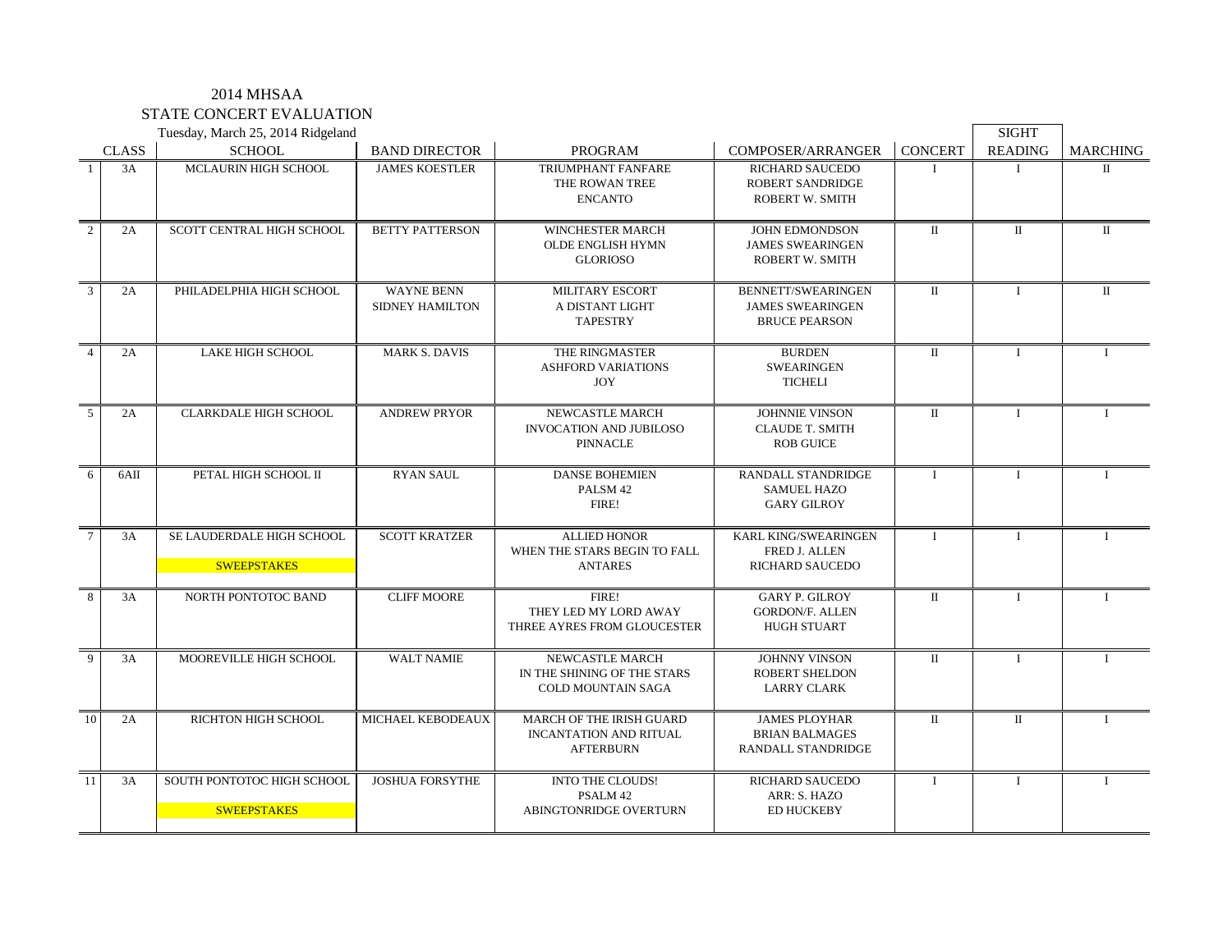2014 MHSAA

STATE CONCERT EVALUATION

Tuesday, March 25, 2014 Ridgeland

| | CLASS | SCHOOL | BAND DIRECTOR | PROGRAM | COMPOSER/ARRANGER | CONCERT | SIGHT READING | MARCHING |
|---|---|---|---|---|---|---|---|---|
| 1 | 3A | MCLAURIN HIGH SCHOOL | JAMES KOESTLER | TRIUMPHANT FANFARE<br>THE ROWAN TREE<br>ENCANTO | RICHARD SAUCEDO<br>ROBERT SANDRIDGE<br>ROBERT W. SMITH | I | I | II |
| 2 | 2A | SCOTT CENTRAL HIGH SCHOOL | BETTY PATTERSON | WINCHESTER MARCH<br>OLDE ENGLISH HYMN<br>GLORIOSO | JOHN EDMONDSON<br>JAMES SWEARINGEN<br>ROBERT W. SMITH | II | II | II |
| 3 | 2A | PHILADELPHIA HIGH SCHOOL | WAYNE BENN<br>SIDNEY HAMILTON | MILITARY ESCORT<br>A DISTANT LIGHT<br>TAPESTRY | BENNETT/SWEARINGEN<br>JAMES SWEARINGEN<br>BRUCE PEARSON | II | I | II |
| 4 | 2A | LAKE HIGH SCHOOL | MARK S. DAVIS | THE RINGMASTER<br>ASHFORD VARIATIONS<br>JOY | BURDEN<br>SWEARINGEN<br>TICHELI | II | I | I |
| 5 | 2A | CLARKDALE HIGH SCHOOL | ANDREW PRYOR | NEWCASTLE MARCH<br>INVOCATION AND JUBILOSO<br>PINNACLE | JOHNNIE VINSON<br>CLAUDE T. SMITH<br>ROB GUICE | II | I | I |
| 6 | 6AII | PETAL HIGH SCHOOL II | RYAN SAUL | DANSE BOHEMIEN<br>PALSM 42<br>FIRE! | RANDALL STANDRIDGE<br>SAMUEL HAZO<br>GARY GILROY | I | I | I |
| 7 | 3A | SE LAUDERDALE HIGH SCHOOL<br>SWEEPSTAKES | SCOTT KRATZER | ALLIED HONOR<br>WHEN THE STARS BEGIN TO FALL<br>ANTARES | KARL KING/SWEARINGEN<br>FRED J. ALLEN<br>RICHARD SAUCEDO | I | I | I |
| 8 | 3A | NORTH PONTOTOC BAND | CLIFF MOORE | FIRE!<br>THEY LED MY LORD AWAY<br>THREE AYRES FROM GLOUCESTER | GARY P. GILROY<br>GORDON/F. ALLEN<br>HUGH STUART | II | I | I |
| 9 | 3A | MOOREVILLE HIGH SCHOOL | WALT NAMIE | NEWCASTLE MARCH<br>IN THE SHINING OF THE STARS<br>COLD MOUNTAIN SAGA | JOHNNY VINSON<br>ROBERT SHELDON<br>LARRY CLARK | II | I | I |
| 10 | 2A | RICHTON HIGH SCHOOL | MICHAEL KEBODEAUX | MARCH OF THE IRISH GUARD<br>INCANTATION AND RITUAL<br>AFTERBURN | JAMES PLOYHAR<br>BRIAN BALMAGES<br>RANDALL STANDRIDGE | II | II | I |
| 11 | 3A | SOUTH PONTOTOC HIGH SCHOOL<br>SWEEPSTAKES | JOSHUA FORSYTHE | INTO THE CLOUDS!<br>PSALM 42<br>ABINGTONRIDGE OVERTURN | RICHARD SAUCEDO<br>ARR: S. HAZO<br>ED HUCKEBY | I | I | I |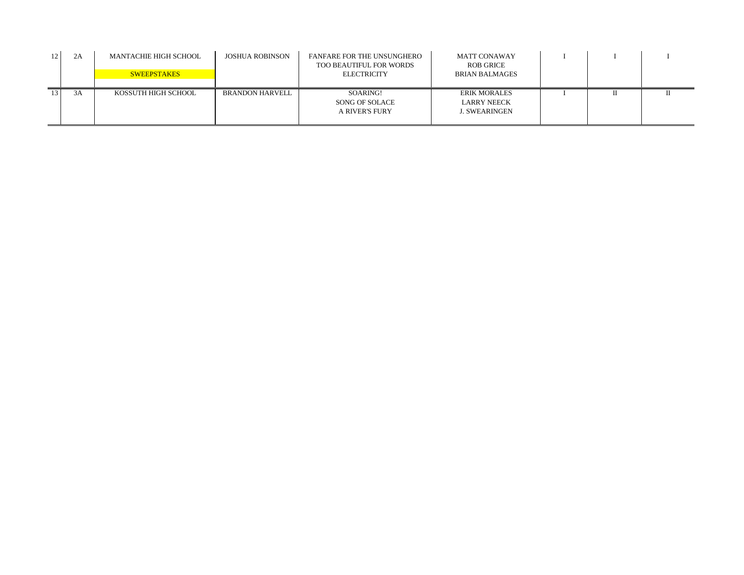| 12 | 2A | MANTACHIE HIGH SCHOOL<br>SWEEPSTAKES | JOSHUA ROBINSON | FANFARE FOR THE UNSUNGHERO<br>TOO BEAUTIFUL FOR WORDS<br>ELECTRICITY | MATT CONAWAY<br>ROB GRICE<br>BRIAN BALMAGES | I | I | I |
|---|---|---|---|---|---|---|---|---|
| 13 | 3A | KOSSUTH HIGH SCHOOL | BRANDON HARVELL | SOARING!<br>SONG OF SOLACE<br>A RIVER'S FURY | ERIK MORALES<br>LARRY NEECK<br>J. SWEARINGEN | I | II | II |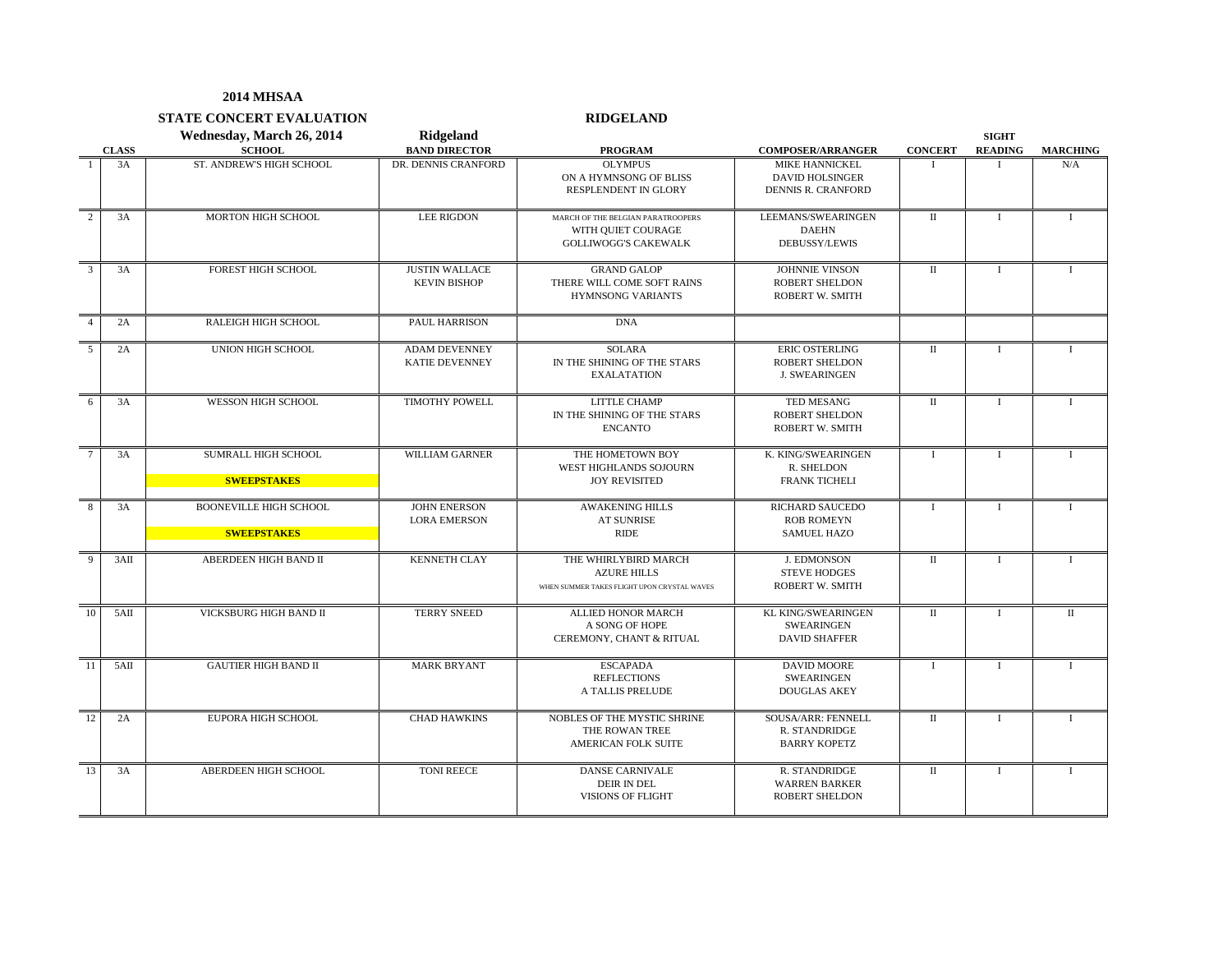**2014 MHSAA**

**STATE CONCERT EVALUATION** **RIDGELAND**

**Wednesday, March 26, 2014** **Ridgeland**

| | CLASS | SCHOOL | BAND DIRECTOR | PROGRAM | COMPOSER/ARRANGER | CONCERT | SIGHT READING | MARCHING |
|---|---|---|---|---|---|---|---|---|
| 1 | 3A | ST. ANDREW'S HIGH SCHOOL | DR. DENNIS CRANFORD | OLYMPUS<br>ON A HYMNSONG OF BLISS<br>RESPLENDENT IN GLORY | MIKE HANNICKEL<br>DAVID HOLSINGER<br>DENNIS R. CRANFORD | I | I | N/A |
| 2 | 3A | MORTON HIGH SCHOOL | LEE RIGDON | MARCH OF THE BELGIAN PARATROOPERS<br>WITH QUIET COURAGE<br>GOLLIWOGG'S CAKEWALK | LEEMANS/SWEARINGEN<br>DAEHN<br>DEBUSSY/LEWIS | II | I | I |
| 3 | 3A | FOREST HIGH SCHOOL | JUSTIN WALLACE<br>KEVIN BISHOP | GRAND GALOP<br>THERE WILL COME SOFT RAINS<br>HYMNSONG VARIANTS | JOHNNIE VINSON<br>ROBERT SHELDON<br>ROBERT W. SMITH | II | I | I |
| 4 | 2A | RALEIGH HIGH SCHOOL | PAUL HARRISON | DNA | | | | |
| 5 | 2A | UNION HIGH SCHOOL | ADAM DEVENNEY<br>KATIE DEVENNEY | SOLARA<br>IN THE SHINING OF THE STARS<br>EXALATATION | ERIC OSTERLING<br>ROBERT SHELDON<br>J. SWEARINGEN | II | I | I |
| 6 | 3A | WESSON HIGH SCHOOL | TIMOTHY POWELL | LITTLE CHAMP<br>IN THE SHINING OF THE STARS<br>ENCANTO | TED MESANG<br>ROBERT SHELDON<br>ROBERT W. SMITH | II | I | I |
| 7 | 3A | SUMRALL HIGH SCHOOL<br>**SWEEPSTAKES** | WILLIAM GARNER | THE HOMETOWN BOY<br>WEST HIGHLANDS SOJOURN<br>JOY REVISITED | K. KING/SWEARINGEN<br>R. SHELDON<br>FRANK TICHELI | I | I | I |
| 8 | 3A | BOONEVILLE HIGH SCHOOL<br>**SWEEPSTAKES** | JOHN ENERSON<br>LORA EMERSON | AWAKENING HILLS<br>AT SUNRISE<br>RIDE | RICHARD SAUCEDO<br>ROB ROMEYN<br>SAMUEL HAZO | I | I | I |
| 9 | 3AII | ABERDEEN HIGH BAND II | KENNETH CLAY | THE WHIRLYBIRD MARCH<br>AZURE HILLS<br>WHEN SUMMER TAKES FLIGHT UPON CRYSTAL WAVES | J. EDMONSON<br>STEVE HODGES<br>ROBERT W. SMITH | II | I | I |
| 10 | 5AII | VICKSBURG HIGH BAND II | TERRY SNEED | ALLIED HONOR MARCH<br>A SONG OF HOPE<br>CEREMONY, CHANT & RITUAL | KL KING/SWEARINGEN<br>SWEARINGEN<br>DAVID SHAFFER | II | I | II |
| 11 | 5AII | GAUTIER HIGH BAND II | MARK BRYANT | ESCAPADA<br>REFLECTIONS<br>A TALLIS PRELUDE | DAVID MOORE<br>SWEARINGEN<br>DOUGLAS AKEY | I | I | I |
| 12 | 2A | EUPORA HIGH SCHOOL | CHAD HAWKINS | NOBLES OF THE MYSTIC SHRINE<br>THE ROWAN TREE<br>AMERICAN FOLK SUITE | SOUSA/ARR: FENNELL<br>R. STANDRIDGE<br>BARRY KOPETZ | II | I | I |
| 13 | 3A | ABERDEEN HIGH SCHOOL | TONI REECE | DANSE CARNIVALE<br>DEIR IN DEL<br>VISIONS OF FLIGHT | R. STANDRIDGE<br>WARREN BARKER<br>ROBERT SHELDON | II | I | I |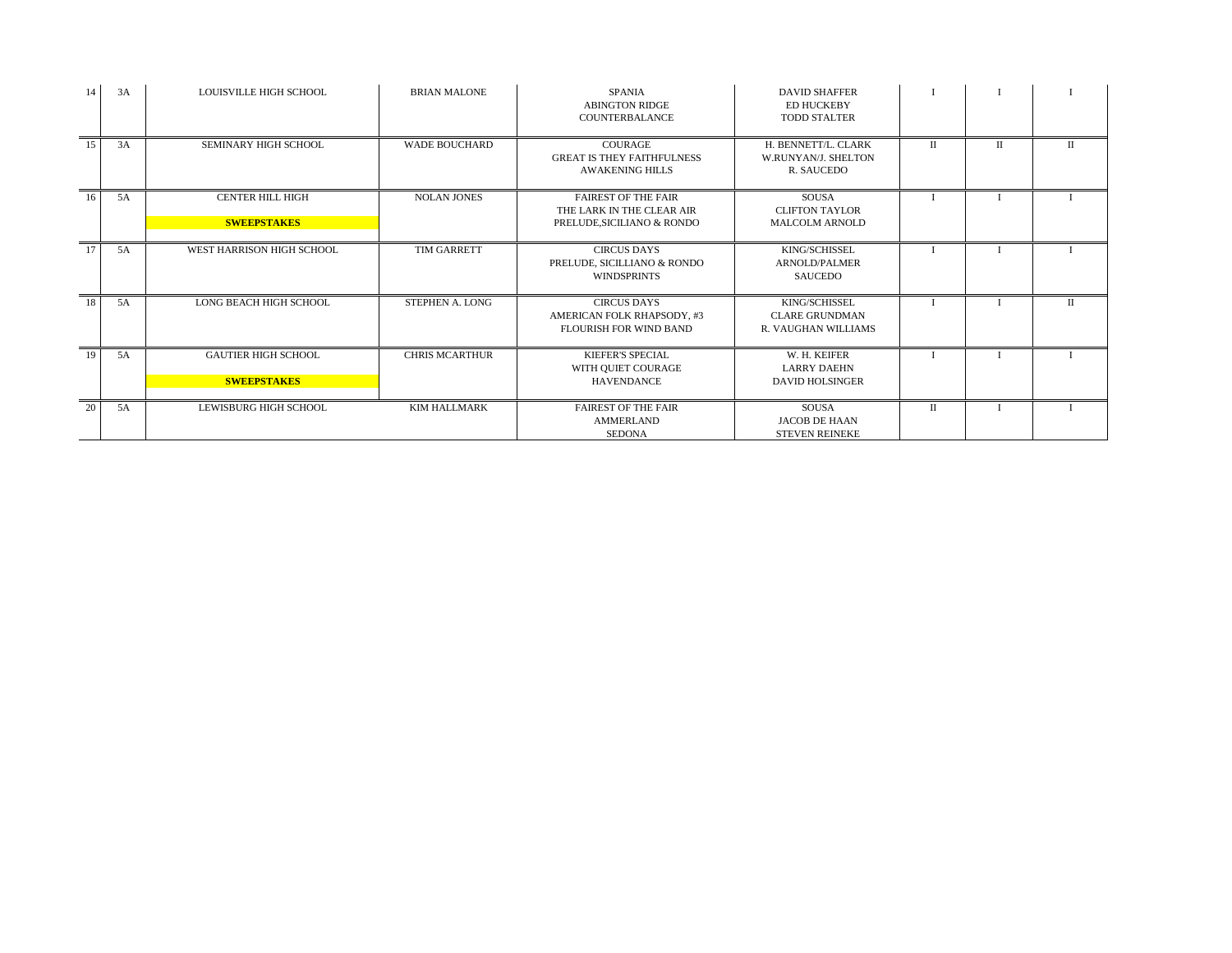| | | | | | | | | |
|---|---|---|---|---|---|---|---|---|
| 14 | 3A | LOUISVILLE HIGH SCHOOL | BRIAN MALONE | SPANIA<br>ABINGTON RIDGE<br>COUNTERBALANCE | DAVID SHAFFER<br>ED HUCKEBY<br>TODD STALTER | I | I | I |
| 15 | 3A | SEMINARY HIGH SCHOOL | WADE BOUCHARD | COURAGE<br>GREAT IS THEY FAITHFULNESS<br>AWAKENING HILLS | H. BENNETT/L. CLARK<br>W.RUNYAN/J. SHELTON<br>R. SAUCEDO | II | II | II |
| 16 | 5A | CENTER HILL HIGH<br>**SWEEPSTAKES** | NOLAN JONES | FAIREST OF THE FAIR<br>THE LARK IN THE CLEAR AIR<br>PRELUDE,SICILIANO & RONDO | SOUSA<br>CLIFTON TAYLOR<br>MALCOLM ARNOLD | I | I | I |
| 17 | 5A | WEST HARRISON HIGH SCHOOL | TIM GARRETT | CIRCUS DAYS<br>PRELUDE, SICILLIANO & RONDO<br>WINDSPRINTS | KING/SCHISSEL<br>ARNOLD/PALMER<br>SAUCEDO | I | I | I |
| 18 | 5A | LONG BEACH HIGH SCHOOL | STEPHEN A. LONG | CIRCUS DAYS<br>AMERICAN FOLK RHAPSODY, #3<br>FLOURISH FOR WIND BAND | KING/SCHISSEL<br>CLARE GRUNDMAN<br>R. VAUGHAN WILLIAMS | I | I | II |
| 19 | 5A | GAUTIER HIGH SCHOOL<br>**SWEEPSTAKES** | CHRIS MCARTHUR | KIEFER'S SPECIAL<br>WITH QUIET COURAGE<br>HAVENDANCE | W. H. KEIFER<br>LARRY DAEHN<br>DAVID HOLSINGER | I | I | I |
| 20 | 5A | LEWISBURG HIGH SCHOOL | KIM HALLMARK | FAIREST OF THE FAIR<br>AMMERLAND<br>SEDONA | SOUSA<br>JACOB DE HAAN<br>STEVEN REINEKE | II | I | I |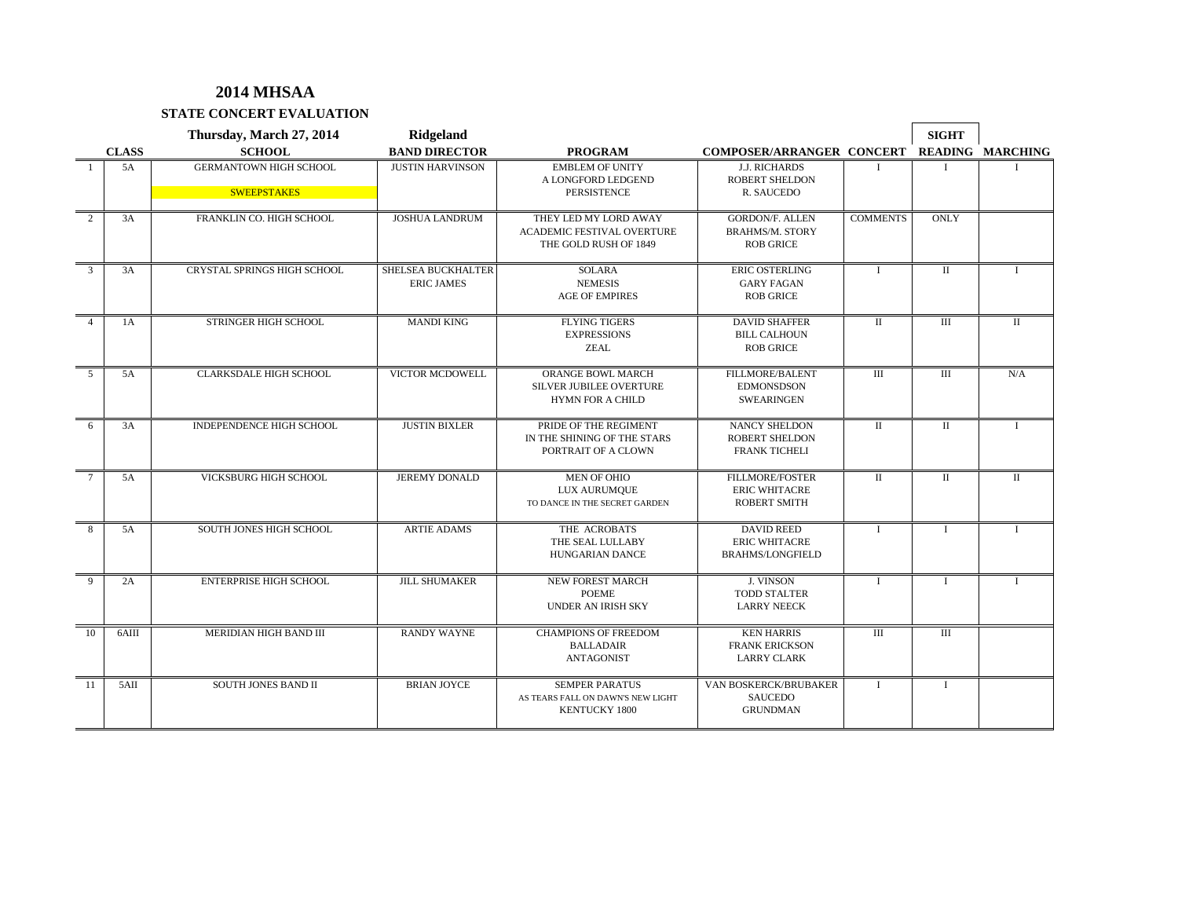## 2014 MHSAA

### STATE CONCERT EVALUATION

| | CLASS | Thursday, March 27, 2014<br>SCHOOL | Ridgeland<br>BAND DIRECTOR | PROGRAM | COMPOSER/ARRANGER | CONCERT | SIGHT<br>READING | MARCHING |
|---|---|---|---|---|---|---|---|---|
| 1 | 5A | GERMANTOWN HIGH SCHOOL<br>SWEEPSTAKES | JUSTIN HARVINSON | EMBLEM OF UNITY<br>A LONGFORD LEDGEND<br>PERSISTENCE | J.J. RICHARDS<br>ROBERT SHELDON<br>R. SAUCEDO | I | I | I |
| 2 | 3A | FRANKLIN CO. HIGH SCHOOL | JOSHUA LANDRUM | THEY LED MY LORD AWAY<br>ACADEMIC FESTIVAL OVERTURE<br>THE GOLD RUSH OF 1849 | GORDON/F. ALLEN<br>BRAHMS/M. STORY<br>ROB GRICE | COMMENTS | ONLY | |
| 3 | 3A | CRYSTAL SPRINGS HIGH SCHOOL | SHELSEA BUCKHALTER<br>ERIC JAMES | SOLARA<br>NEMESIS<br>AGE OF EMPIRES | ERIC OSTERLING<br>GARY FAGAN<br>ROB GRICE | I | II | I |
| 4 | 1A | STRINGER HIGH SCHOOL | MANDI KING | FLYING TIGERS<br>EXPRESSIONS<br>ZEAL | DAVID SHAFFER<br>BILL CALHOUN<br>ROB GRICE | II | III | II |
| 5 | 5A | CLARKSDALE HIGH SCHOOL | VICTOR MCDOWELL | ORANGE BOWL MARCH<br>SILVER JUBILEE OVERTURE<br>HYMN FOR A CHILD | FILLMORE/BALENT<br>EDMONSDSON<br>SWEARINGEN | III | III | N/A |
| 6 | 3A | INDEPENDENCE HIGH SCHOOL | JUSTIN BIXLER | PRIDE OF THE REGIMENT<br>IN THE SHINING OF THE STARS<br>PORTRAIT OF A CLOWN | NANCY SHELDON<br>ROBERT SHELDON<br>FRANK TICHELI | II | II | I |
| 7 | 5A | VICKSBURG HIGH SCHOOL | JEREMY DONALD | MEN OF OHIO<br>LUX AURUMQUE<br>TO DANCE IN THE SECRET GARDEN | FILLMORE/FOSTER<br>ERIC WHITACRE<br>ROBERT SMITH | II | II | II |
| 8 | 5A | SOUTH JONES HIGH SCHOOL | ARTIE ADAMS | THE ACROBATS<br>THE SEAL LULLABY<br>HUNGARIAN DANCE | DAVID REED<br>ERIC WHITACRE<br>BRAHMS/LONGFIELD | I | I | I |
| 9 | 2A | ENTERPRISE HIGH SCHOOL | JILL SHUMAKER | NEW FOREST MARCH<br>POEME<br>UNDER AN IRISH SKY | J. VINSON<br>TODD STALTER<br>LARRY NEECK | I | I | I |
| 10 | 6AIII | MERIDIAN HIGH BAND III | RANDY WAYNE | CHAMPIONS OF FREEDOM<br>BALLADAIR<br>ANTAGONIST | KEN HARRIS<br>FRANK ERICKSON<br>LARRY CLARK | III | III | |
| 11 | 5AII | SOUTH JONES BAND II | BRIAN JOYCE | SEMPER PARATUS<br>AS TEARS FALL ON DAWN'S NEW LIGHT<br>KENTUCKY 1800 | VAN BOSKERCK/BRUBAKER<br>SAUCEDO<br>GRUNDMAN | I | I | |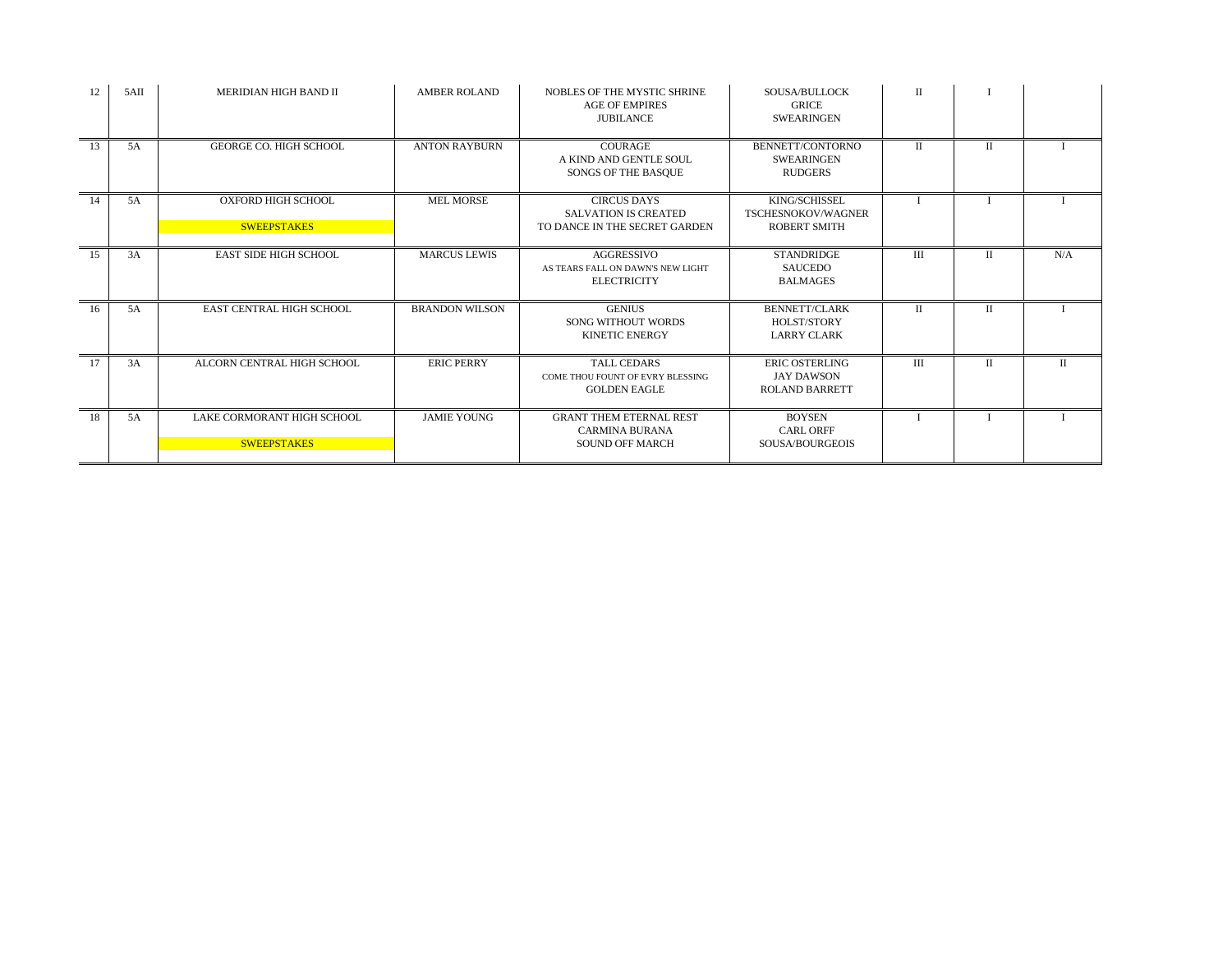| | | | | | | | | |
|---|---|---|---|---|---|---|---|---|
| 12 | 5AII | MERIDIAN HIGH BAND II | AMBER ROLAND | NOBLES OF THE MYSTIC SHRINE<br>AGE OF EMPIRES<br>JUBILANCE | SOUSA/BULLOCK<br>GRICE<br>SWEARINGEN | II | I | |
| 13 | 5A | GEORGE CO. HIGH SCHOOL | ANTON RAYBURN | COURAGE<br>A KIND AND GENTLE SOUL<br>SONGS OF THE BASQUE | BENNETT/CONTORNO<br>SWEARINGEN<br>RUDGERS | II | II | I |
| 14 | 5A | OXFORD HIGH SCHOOL<br>SWEEPSTAKES | MEL MORSE | CIRCUS DAYS<br>SALVATION IS CREATED<br>TO DANCE IN THE SECRET GARDEN | KING/SCHISSEL<br>TSCHESNOKOV/WAGNER<br>ROBERT SMITH | I | I | I |
| 15 | 3A | EAST SIDE HIGH SCHOOL | MARCUS LEWIS | AGGRESSIVO<br>AS TEARS FALL ON DAWN'S NEW LIGHT<br>ELECTRICITY | STANDRIDGE<br>SAUCEDO<br>BALMAGES | III | II | N/A |
| 16 | 5A | EAST CENTRAL HIGH SCHOOL | BRANDON WILSON | GENIUS<br>SONG WITHOUT WORDS<br>KINETIC ENERGY | BENNETT/CLARK<br>HOLST/STORY<br>LARRY CLARK | II | II | I |
| 17 | 3A | ALCORN CENTRAL HIGH SCHOOL | ERIC PERRY | TALL CEDARS<br>COME THOU FOUNT OF EVRY BLESSING<br>GOLDEN EAGLE | ERIC OSTERLING<br>JAY DAWSON<br>ROLAND BARRETT | III | II | II |
| 18 | 5A | LAKE CORMORANT HIGH SCHOOL<br>SWEEPSTAKES | JAMIE YOUNG | GRANT THEM ETERNAL REST<br>CARMINA BURANA<br>SOUND OFF MARCH | BOYSEN<br>CARL ORFF<br>SOUSA/BOURGEOIS | I | I | I |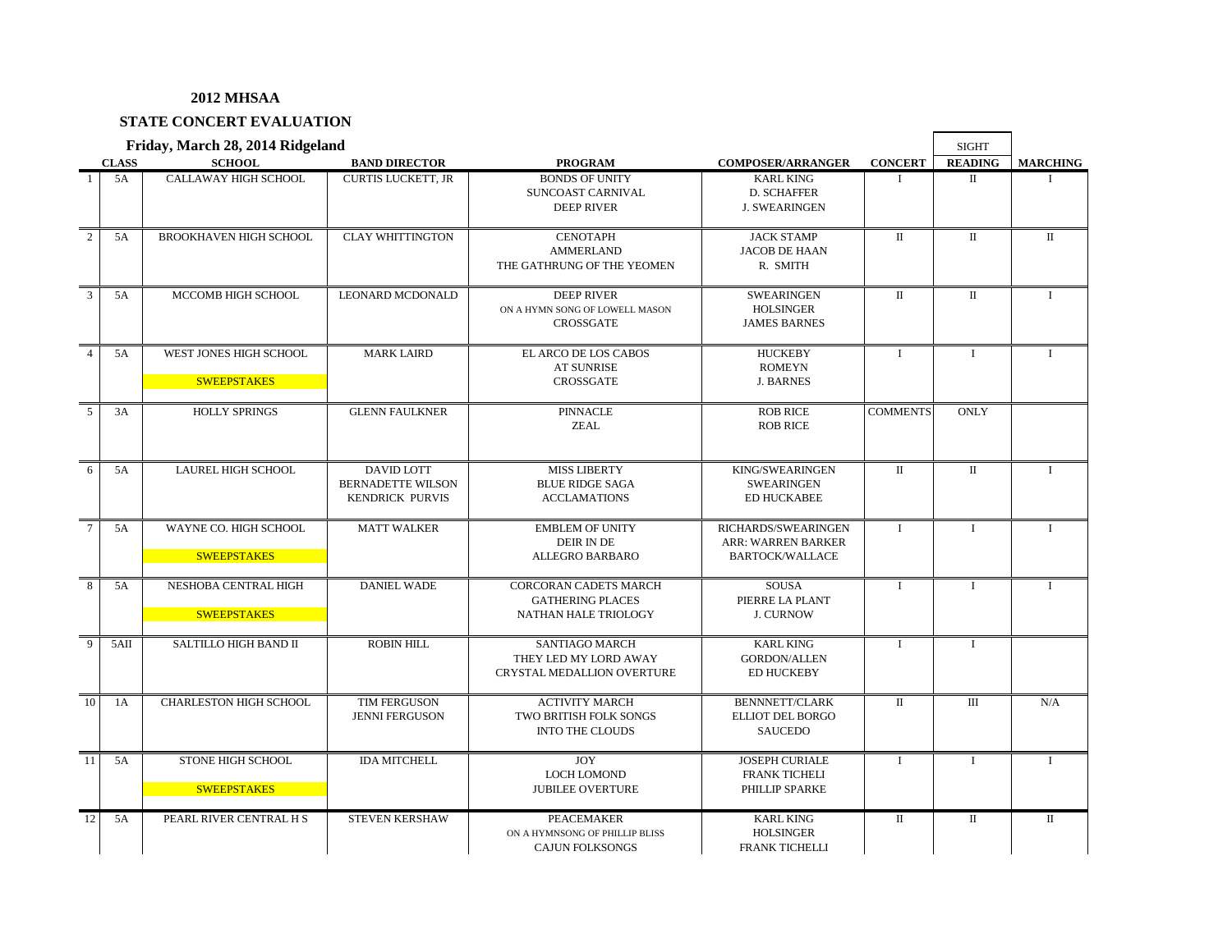## 2012 MHSAA

## STATE CONCERT EVALUATION

### Friday, March 28, 2014 Ridgeland

| | CLASS | SCHOOL | BAND DIRECTOR | PROGRAM | COMPOSER/ARRANGER | CONCERT | SIGHT READING | MARCHING |
|---|---|---|---|---|---|---|---|---|
| 1 | 5A | CALLAWAY HIGH SCHOOL | CURTIS LUCKETT, JR | BONDS OF UNITY<br>SUNCOAST CARNIVAL<br>DEEP RIVER | KARL KING<br>D. SCHAFFER<br>J. SWEARINGEN | I | II | I |
| 2 | 5A | BROOKHAVEN HIGH SCHOOL | CLAY WHITTINGTON | CENOTAPH<br>AMMERLAND<br>THE GATHRUNG OF THE YEOMEN | JACK STAMP<br>JACOB DE HAAN<br>R. SMITH | II | II | II |
| 3 | 5A | MCCOMB HIGH SCHOOL | LEONARD MCDONALD | DEEP RIVER<br>ON A HYMN SONG OF LOWELL MASON<br>CROSSGATE | SWEARINGEN<br>HOLSINGER<br>JAMES BARNES | II | II | I |
| 4 | 5A | WEST JONES HIGH SCHOOL<br>SWEEPSTAKES | MARK LAIRD | EL ARCO DE LOS CABOS<br>AT SUNRISE<br>CROSSGATE | HUCKEBY<br>ROMEYN<br>J. BARNES | I | I | I |
| 5 | 3A | HOLLY SPRINGS | GLENN FAULKNER | PINNACLE<br>ZEAL | ROB RICE<br>ROB RICE | COMMENTS | ONLY | |
| 6 | 5A | LAUREL HIGH SCHOOL | DAVID LOTT<br>BERNADETTE WILSON<br>KENDRICK PURVIS | MISS LIBERTY<br>BLUE RIDGE SAGA<br>ACCLAMATIONS | KING/SWEARINGEN<br>SWEARINGEN<br>ED HUCKABEE | II | II | I |
| 7 | 5A | WAYNE CO. HIGH SCHOOL<br>SWEEPSTAKES | MATT WALKER | EMBLEM OF UNITY<br>DEIR IN DE<br>ALLEGRO BARBARO | RICHARDS/SWEARINGEN<br>ARR: WARREN BARKER<br>BARTOCK/WALLACE | I | I | I |
| 8 | 5A | NESHOBA CENTRAL HIGH<br>SWEEPSTAKES | DANIEL WADE | CORCORAN CADETS MARCH<br>GATHERING PLACES<br>NATHAN HALE TRIOLOGY | SOUSA<br>PIERRE LA PLANT<br>J. CURNOW | I | I | I |
| 9 | 5AII | SALTILLO HIGH BAND II | ROBIN HILL | SANTIAGO MARCH<br>THEY LED MY LORD AWAY<br>CRYSTAL MEDALLION OVERTURE | KARL KING<br>GORDON/ALLEN<br>ED HUCKEBY | I | I | |
| 10 | 1A | CHARLESTON HIGH SCHOOL | TIM FERGUSON<br>JENNI FERGUSON | ACTIVITY MARCH<br>TWO BRITISH FOLK SONGS<br>INTO THE CLOUDS | BENNNETT/CLARK<br>ELLIOT DEL BORGO<br>SAUCEDO | II | III | N/A |
| 11 | 5A | STONE HIGH SCHOOL<br>SWEEPSTAKES | IDA MITCHELL | JOY<br>LOCH LOMOND<br>JUBILEE OVERTURE | JOSEPH CURIALE<br>FRANK TICHELI<br>PHILLIP SPARKE | I | I | I |
| 12 | 5A | PEARL RIVER CENTRAL H S | STEVEN KERSHAW | PEACEMAKER<br>ON A HYMNSONG OF PHILLIP BLISS<br>CAJUN FOLKSONGS | KARL KING<br>HOLSINGER<br>FRANK TICHELLI | II | II | II |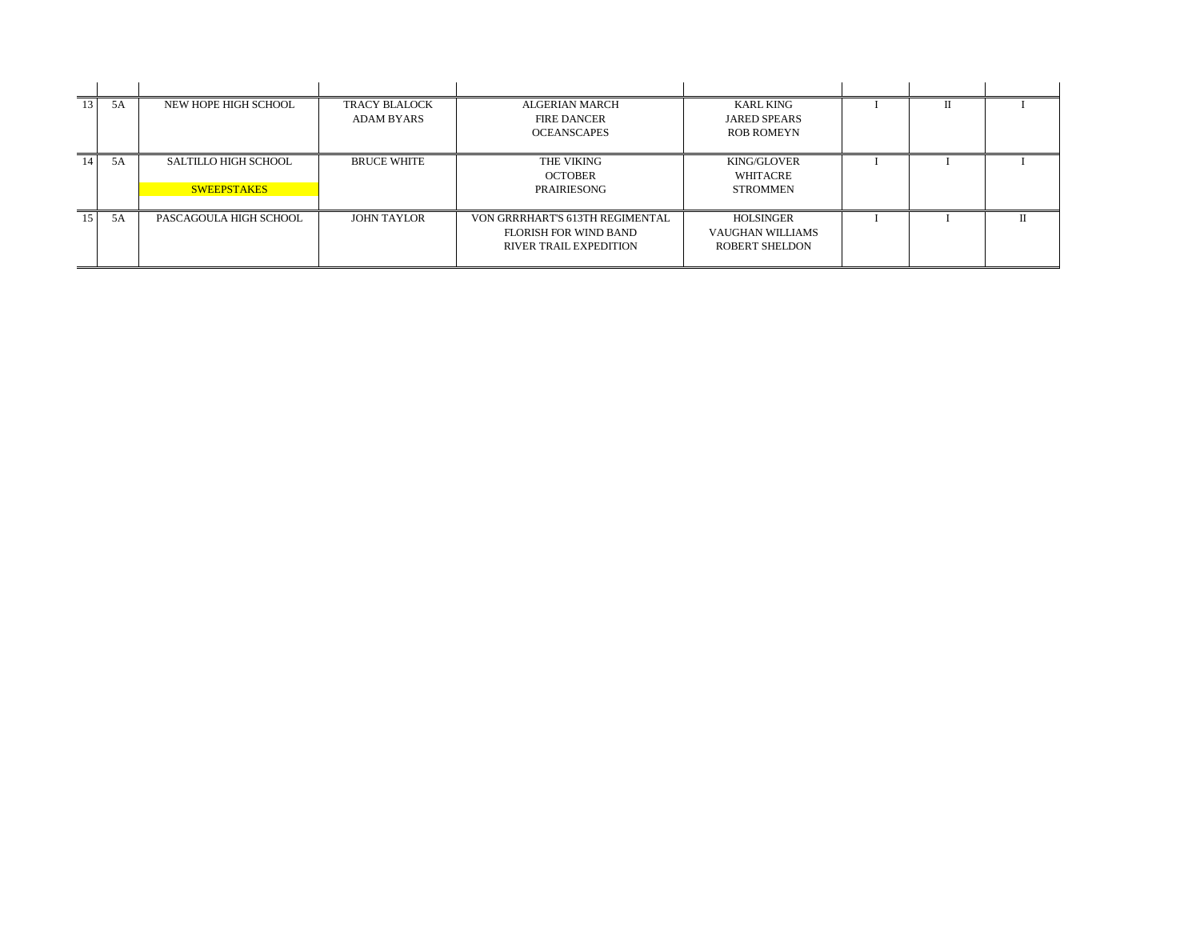| | | | | | | | | |
|---|---|---|---|---|---|---|---|---|
| 13 | 5A | NEW HOPE HIGH SCHOOL | TRACY BLALOCK<br>ADAM BYARS | ALGERIAN MARCH<br>FIRE DANCER<br>OCEANSCAPES | KARL KING<br>JARED SPEARS<br>ROB ROMEYN | I | II | I |
| 14 | 5A | SALTILLO HIGH SCHOOL<br><br>SWEEPSTAKES | BRUCE WHITE | THE VIKING<br>OCTOBER<br>PRAIRIESONG | KING/GLOVER<br>WHITACRE<br>STROMMEN | I | I | I |
| 15 | 5A | PASCAGOULA HIGH SCHOOL | JOHN TAYLOR | VON GRRRHART'S 613TH REGIMENTAL<br>FLORISH FOR WIND BAND<br>RIVER TRAIL EXPEDITION | HOLSINGER<br>VAUGHAN WILLIAMS<br>ROBERT SHELDON | I | I | II |